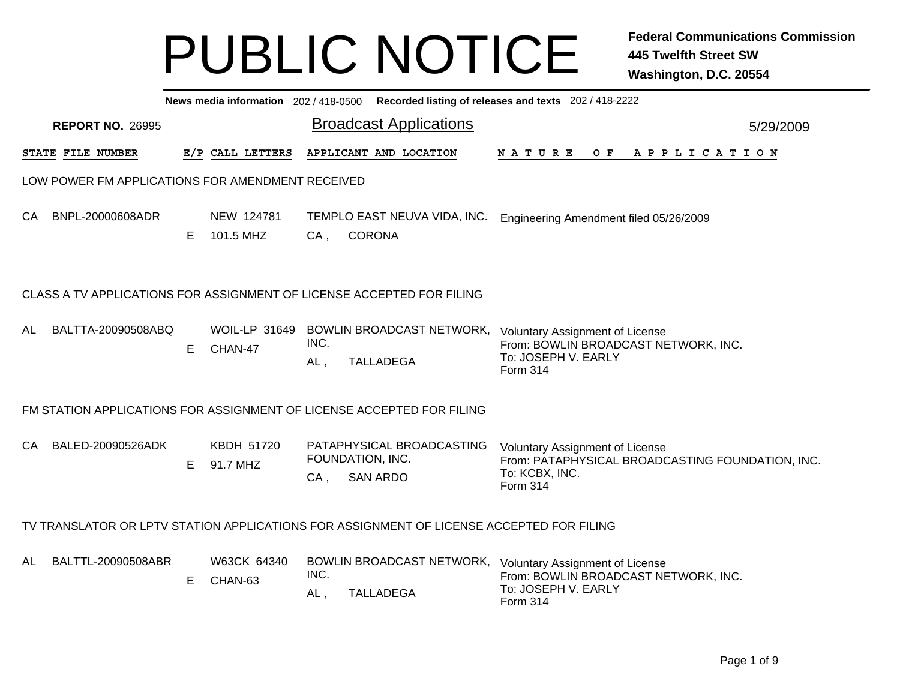# PUBLIC NOTICE

**Federal Communications Commission**
**445 Twelfth Street SW**
**Washington, D.C. 20554**

**News media information** 202 / 418-0500 **Recorded listing of releases and texts** 202 / 418-2222

**REPORT NO.** 26995

## Broadcast Applications

5/29/2009

| STATE | FILE NUMBER | E/P | CALL LETTERS | APPLICANT AND LOCATION | NATURE OF APPLICATION |
|---|---|---|---|---|---|

### LOW POWER FM APPLICATIONS FOR AMENDMENT RECEIVED

| STATE | FILE NUMBER | E/P | CALL LETTERS | APPLICANT AND LOCATION | NATURE OF APPLICATION |
|---|---|---|---|---|---|
| CA | BNPL-20000608ADR | E | NEW 124781<br>101.5 MHZ | TEMPLO EAST NEUVA VIDA, INC.<br>CA , CORONA | Engineering Amendment filed 05/26/2009 |

### CLASS A TV APPLICATIONS FOR ASSIGNMENT OF LICENSE ACCEPTED FOR FILING

| STATE | FILE NUMBER | E/P | CALL LETTERS | APPLICANT AND LOCATION | NATURE OF APPLICATION |
|---|---|---|---|---|---|
| AL | BALTTA-20090508ABQ | E | WOIL-LP 31649<br>CHAN-47 | BOWLIN BROADCAST NETWORK, INC.<br>AL , TALLADEGA | Voluntary Assignment of License<br>From: BOWLIN BROADCAST NETWORK, INC.<br>To: JOSEPH V. EARLY<br>Form 314 |

### FM STATION APPLICATIONS FOR ASSIGNMENT OF LICENSE ACCEPTED FOR FILING

| STATE | FILE NUMBER | E/P | CALL LETTERS | APPLICANT AND LOCATION | NATURE OF APPLICATION |
|---|---|---|---|---|---|
| CA | BALED-20090526ADK | E | KBDH 51720<br>91.7 MHZ | PATAPHYSICAL BROADCASTING FOUNDATION, INC.<br>CA , SAN ARDO | Voluntary Assignment of License<br>From: PATAPHYSICAL BROADCASTING FOUNDATION, INC.<br>To: KCBX, INC.<br>Form 314 |

### TV TRANSLATOR OR LPTV STATION APPLICATIONS FOR ASSIGNMENT OF LICENSE ACCEPTED FOR FILING

| STATE | FILE NUMBER | E/P | CALL LETTERS | APPLICANT AND LOCATION | NATURE OF APPLICATION |
|---|---|---|---|---|---|
| AL | BALTTL-20090508ABR | E | W63CK 64340<br>CHAN-63 | BOWLIN BROADCAST NETWORK, INC.<br>AL , TALLADEGA | Voluntary Assignment of License<br>From: BOWLIN BROADCAST NETWORK, INC.<br>To: JOSEPH V. EARLY<br>Form 314 |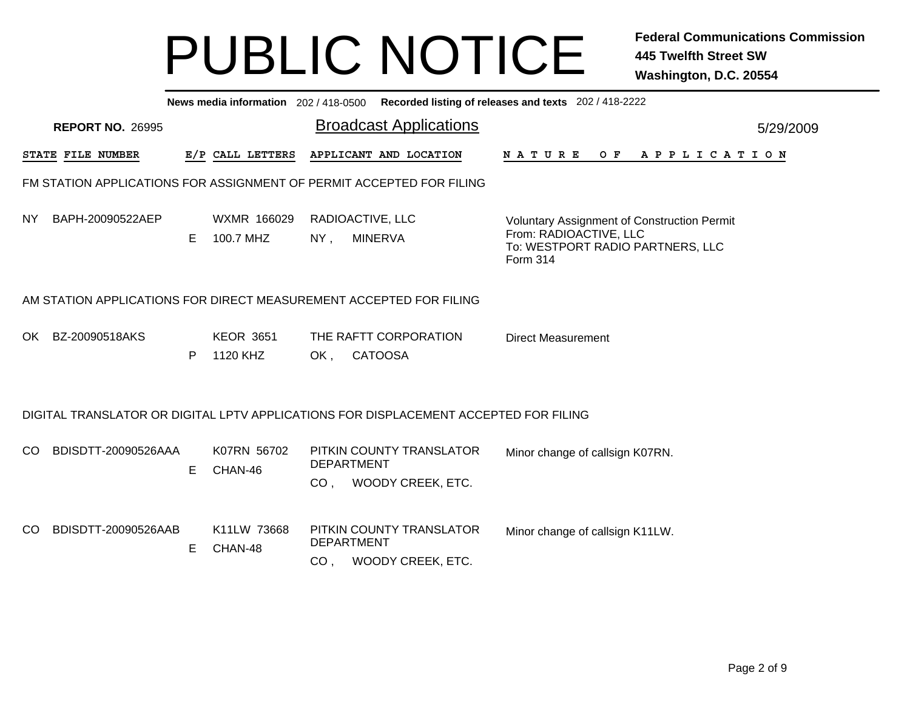# PUBLIC NOTICE

**Federal Communications Commission**
**445 Twelfth Street SW**
**Washington, D.C. 20554**

**News media information** 202 / 418-0500 **Recorded listing of releases and texts** 202 / 418-2222

**REPORT NO.** 26995

## Broadcast Applications

5/29/2009

| STATE | FILE NUMBER | E/P | CALL LETTERS | APPLICANT AND LOCATION | NATURE OF APPLICATION |
|---|---|---|---|---|---|

### FM STATION APPLICATIONS FOR ASSIGNMENT OF PERMIT ACCEPTED FOR FILING

| STATE | FILE NUMBER | E/P | CALL LETTERS | APPLICANT AND LOCATION | NATURE OF APPLICATION |
|---|---|---|---|---|---|
| NY | BAPH-20090522AEP | E | WXMR 166029<br>100.7 MHZ | RADIOACTIVE, LLC<br>NY , MINERVA | Voluntary Assignment of Construction Permit<br>From: RADIOACTIVE, LLC<br>To: WESTPORT RADIO PARTNERS, LLC<br>Form 314 |

### AM STATION APPLICATIONS FOR DIRECT MEASUREMENT ACCEPTED FOR FILING

| STATE | FILE NUMBER | E/P | CALL LETTERS | APPLICANT AND LOCATION | NATURE OF APPLICATION |
|---|---|---|---|---|---|
| OK | BZ-20090518AKS | P | KEOR 3651<br>1120 KHZ | THE RAFTT CORPORATION<br>OK , CATOOSA | Direct Measurement |

### DIGITAL TRANSLATOR OR DIGITAL LPTV APPLICATIONS FOR DISPLACEMENT ACCEPTED FOR FILING

| STATE | FILE NUMBER | E/P | CALL LETTERS | APPLICANT AND LOCATION | NATURE OF APPLICATION |
|---|---|---|---|---|---|
| CO | BDISDTT-20090526AAA | E | K07RN 56702<br>CHAN-46 | PITKIN COUNTY TRANSLATOR DEPARTMENT<br>CO , WOODY CREEK, ETC. | Minor change of callsign K07RN. |
| CO | BDISDTT-20090526AAB | E | K11LW 73668<br>CHAN-48 | PITKIN COUNTY TRANSLATOR DEPARTMENT<br>CO , WOODY CREEK, ETC. | Minor change of callsign K11LW. |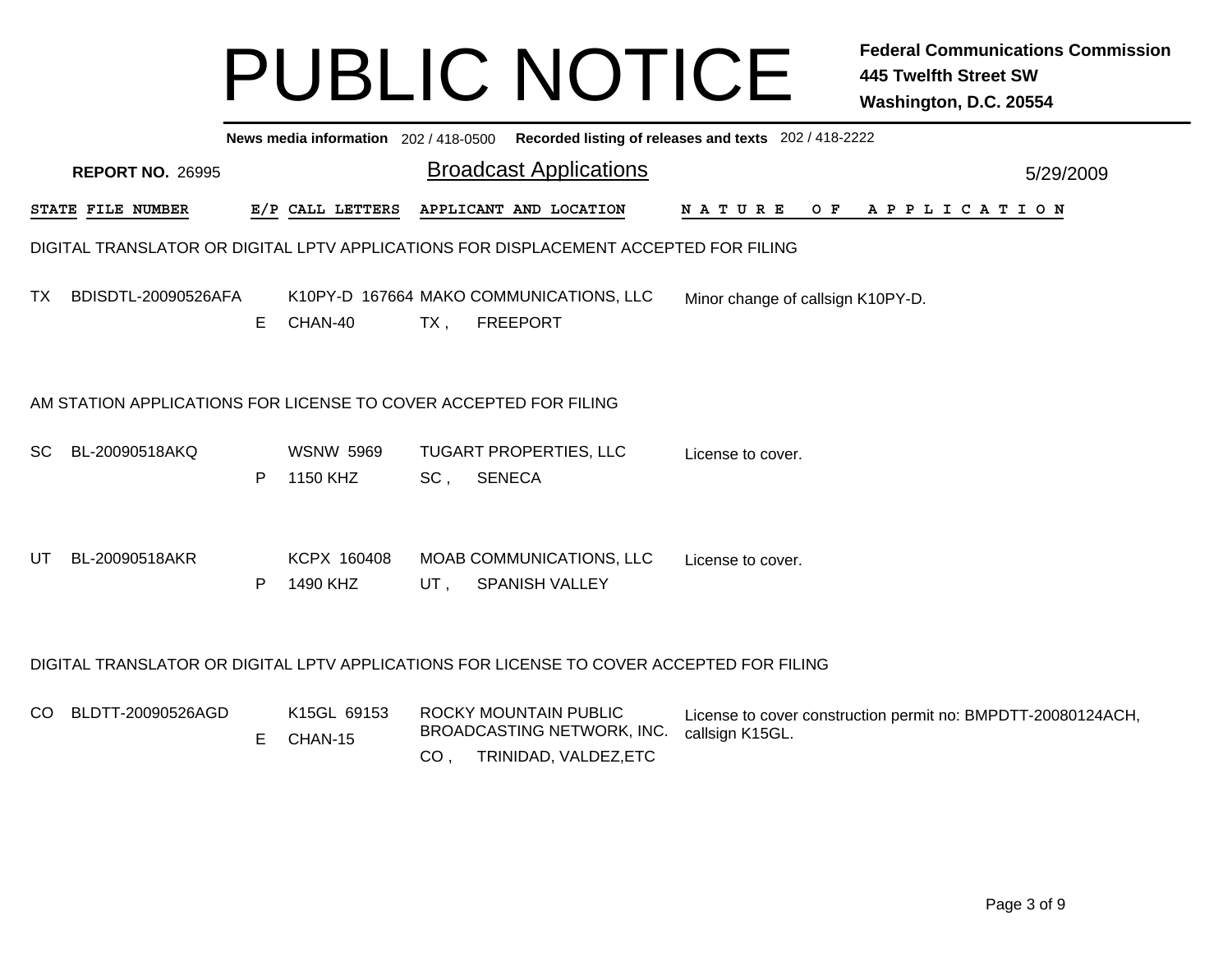# PUBLIC NOTICE

**Federal Communications Commission**
**445 Twelfth Street SW**
**Washington, D.C. 20554**

**News media information** 202 / 418-0500 **Recorded listing of releases and texts** 202 / 418-2222

**REPORT NO.** 26995

## Broadcast Applications

5/29/2009

| STATE | FILE NUMBER | E/P | CALL LETTERS | APPLICANT AND LOCATION | NATURE OF APPLICATION |
|---|---|---|---|---|---|

### DIGITAL TRANSLATOR OR DIGITAL LPTV APPLICATIONS FOR DISPLACEMENT ACCEPTED FOR FILING

| STATE | FILE NUMBER | E/P | CALL LETTERS | APPLICANT AND LOCATION | NATURE OF APPLICATION |
|---|---|---|---|---|---|
| TX | BDISDTL-20090526AFA | E | K10PY-D 167664 CHAN-40 | MAKO COMMUNICATIONS, LLC TX , FREEPORT | Minor change of callsign K10PY-D. |

### AM STATION APPLICATIONS FOR LICENSE TO COVER ACCEPTED FOR FILING

| STATE | FILE NUMBER | E/P | CALL LETTERS | APPLICANT AND LOCATION | NATURE OF APPLICATION |
|---|---|---|---|---|---|
| SC | BL-20090518AKQ | P | WSNW 5969 1150 KHZ | TUGART PROPERTIES, LLC SC , SENECA | License to cover. |
| UT | BL-20090518AKR | P | KCPX 160408 1490 KHZ | MOAB COMMUNICATIONS, LLC UT , SPANISH VALLEY | License to cover. |

### DIGITAL TRANSLATOR OR DIGITAL LPTV APPLICATIONS FOR LICENSE TO COVER ACCEPTED FOR FILING

| STATE | FILE NUMBER | E/P | CALL LETTERS | APPLICANT AND LOCATION | NATURE OF APPLICATION |
|---|---|---|---|---|---|
| CO | BLDTT-20090526AGD | E | K15GL 69153 CHAN-15 | ROCKY MOUNTAIN PUBLIC BROADCASTING NETWORK, INC. CO , TRINIDAD, VALDEZ,ETC | License to cover construction permit no: BMPDTT-20080124ACH, callsign K15GL. |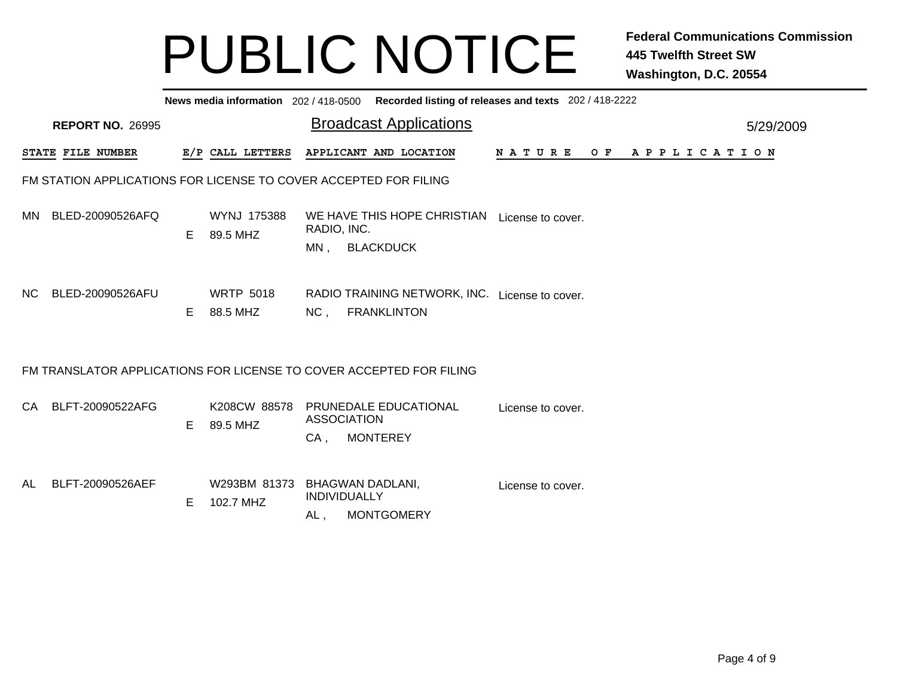# PUBLIC NOTICE

**Federal Communications Commission**
**445 Twelfth Street SW**
**Washington, D.C. 20554**

**News media information** 202 / 418-0500 **Recorded listing of releases and texts** 202 / 418-2222

**REPORT NO.** 26995

## Broadcast Applications

5/29/2009

| STATE | FILE NUMBER | E/P | CALL LETTERS | APPLICANT AND LOCATION | NATURE OF APPLICATION |
|---|---|---|---|---|---|

### FM STATION APPLICATIONS FOR LICENSE TO COVER ACCEPTED FOR FILING

| STATE | FILE NUMBER | E/P | CALL LETTERS | APPLICANT AND LOCATION | NATURE OF APPLICATION |
|---|---|---|---|---|---|
| MN | BLED-20090526AFQ | E | WYNJ 175388 89.5 MHZ | WE HAVE THIS HOPE CHRISTIAN RADIO, INC. MN , BLACKDUCK | License to cover. |
| NC | BLED-20090526AFU | E | WRTP 5018 88.5 MHZ | RADIO TRAINING NETWORK, INC. NC , FRANKLINTON | License to cover. |

### FM TRANSLATOR APPLICATIONS FOR LICENSE TO COVER ACCEPTED FOR FILING

| STATE | FILE NUMBER | E/P | CALL LETTERS | APPLICANT AND LOCATION | NATURE OF APPLICATION |
|---|---|---|---|---|---|
| CA | BLFT-20090522AFG | E | K208CW 88578 89.5 MHZ | PRUNEDALE EDUCATIONAL ASSOCIATION CA , MONTEREY | License to cover. |
| AL | BLFT-20090526AEF | E | W293BM 81373 102.7 MHZ | BHAGWAN DADLANI, INDIVIDUALLY AL , MONTGOMERY | License to cover. |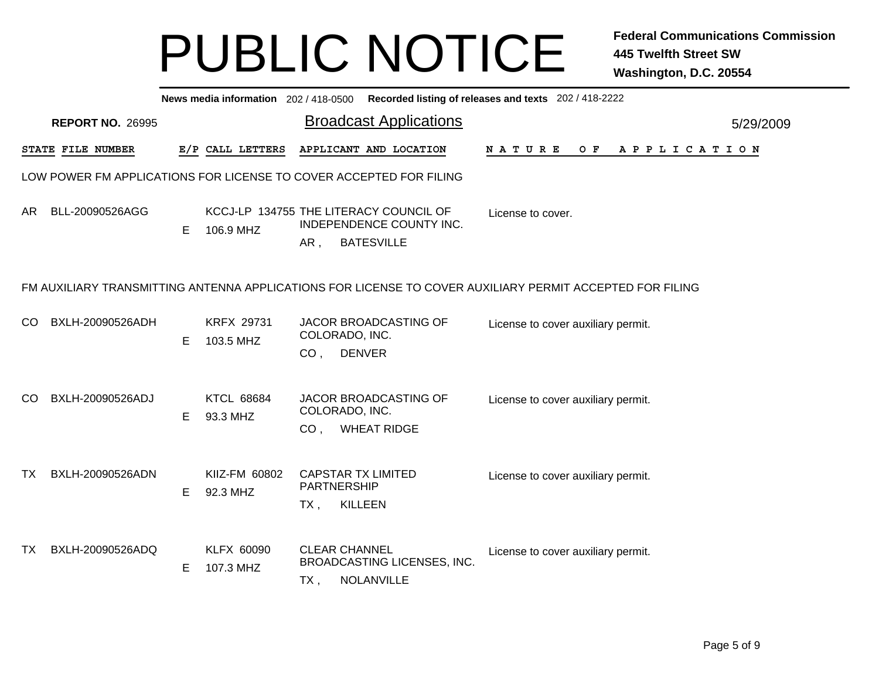# PUBLIC NOTICE

**Federal Communications Commission**
**445 Twelfth Street SW**
**Washington, D.C. 20554**

**News media information** 202 / 418-0500 **Recorded listing of releases and texts** 202 / 418-2222

**REPORT NO.** 26995

## Broadcast Applications

5/29/2009

### LOW POWER FM APPLICATIONS FOR LICENSE TO COVER ACCEPTED FOR FILING

| STATE | FILE NUMBER | E/P | CALL LETTERS | APPLICANT AND LOCATION | NATURE OF APPLICATION |
|---|---|---|---|---|---|
| AR | BLL-20090526AGG | E | KCCJ-LP 134755<br>106.9 MHZ | THE LITERACY COUNCIL OF INDEPENDENCE COUNTY INC.<br>AR , BATESVILLE | License to cover. |

### FM AUXILIARY TRANSMITTING ANTENNA APPLICATIONS FOR LICENSE TO COVER AUXILIARY PERMIT ACCEPTED FOR FILING

| STATE | FILE NUMBER | E/P | CALL LETTERS | APPLICANT AND LOCATION | NATURE OF APPLICATION |
|---|---|---|---|---|---|
| CO | BXLH-20090526ADH | E | KRFX 29731<br>103.5 MHZ | JACOR BROADCASTING OF COLORADO, INC.<br>CO , DENVER | License to cover auxiliary permit. |
| CO | BXLH-20090526ADJ | E | KTCL 68684<br>93.3 MHZ | JACOR BROADCASTING OF COLORADO, INC.<br>CO , WHEAT RIDGE | License to cover auxiliary permit. |
| TX | BXLH-20090526ADN | E | KIIZ-FM 60802<br>92.3 MHZ | CAPSTAR TX LIMITED PARTNERSHIP<br>TX , KILLEEN | License to cover auxiliary permit. |
| TX | BXLH-20090526ADQ | E | KLFX 60090<br>107.3 MHZ | CLEAR CHANNEL BROADCASTING LICENSES, INC.<br>TX , NOLANVILLE | License to cover auxiliary permit. |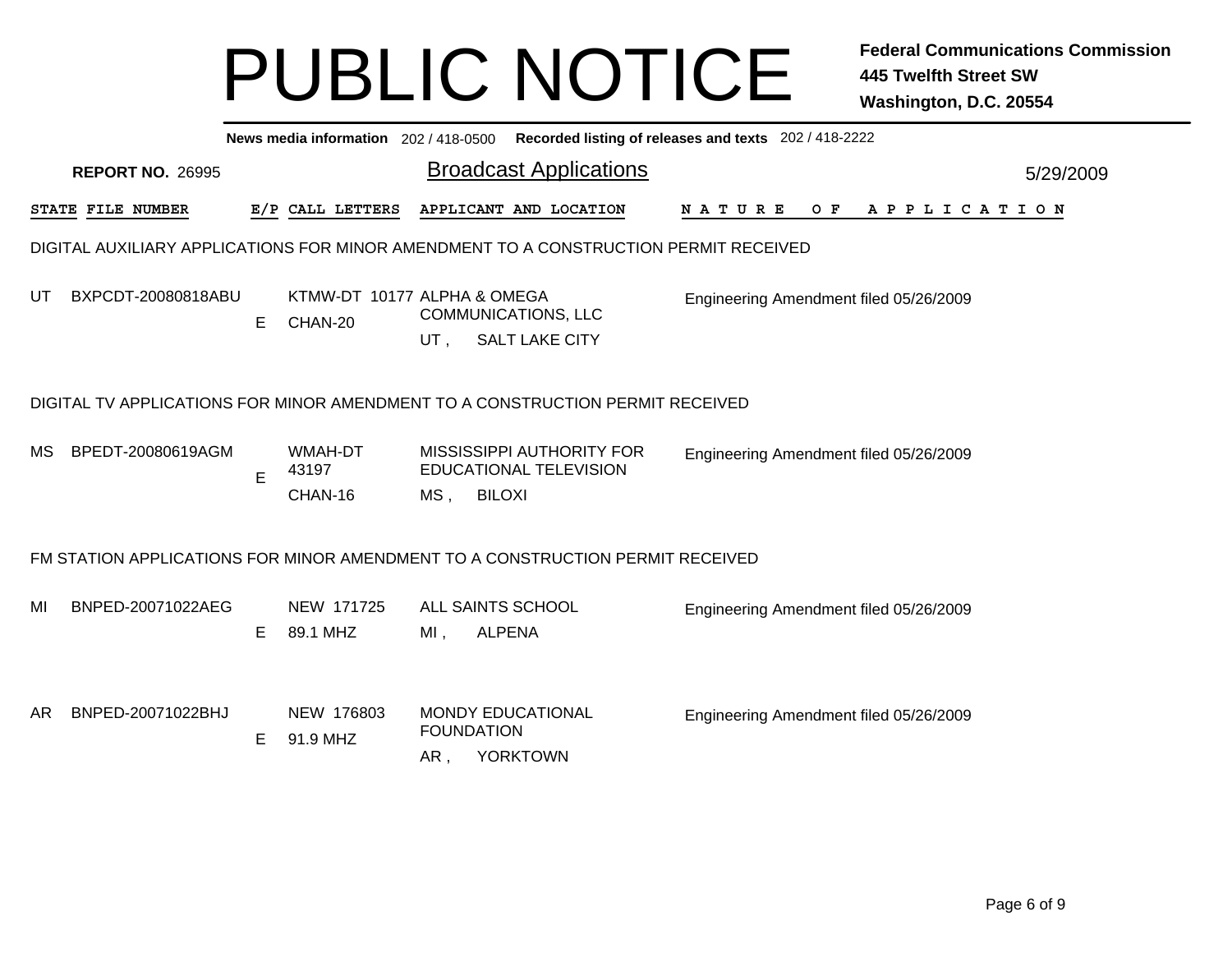# PUBLIC NOTICE

**Federal Communications Commission**
**445 Twelfth Street SW**
**Washington, D.C. 20554**

**News media information** 202 / 418-0500 **Recorded listing of releases and texts** 202 / 418-2222

**REPORT NO.** 26995

## Broadcast Applications

5/29/2009

| STATE | FILE NUMBER | E/P | CALL LETTERS | APPLICANT AND LOCATION | NATURE OF APPLICATION |
|---|---|---|---|---|---|

### DIGITAL AUXILIARY APPLICATIONS FOR MINOR AMENDMENT TO A CONSTRUCTION PERMIT RECEIVED

| STATE | FILE NUMBER | E/P | CALL LETTERS | APPLICANT AND LOCATION | NATURE OF APPLICATION |
|---|---|---|---|---|---|
| UT | BXPCDT-20080818ABU | E | KTMW-DT 10177 CHAN-20 | ALPHA & OMEGA COMMUNICATIONS, LLC UT , SALT LAKE CITY | Engineering Amendment filed 05/26/2009 |

### DIGITAL TV APPLICATIONS FOR MINOR AMENDMENT TO A CONSTRUCTION PERMIT RECEIVED

| STATE | FILE NUMBER | E/P | CALL LETTERS | APPLICANT AND LOCATION | NATURE OF APPLICATION |
|---|---|---|---|---|---|
| MS | BPEDT-20080619AGM | E | WMAH-DT 43197 CHAN-16 | MISSISSIPPI AUTHORITY FOR EDUCATIONAL TELEVISION MS , BILOXI | Engineering Amendment filed 05/26/2009 |

### FM STATION APPLICATIONS FOR MINOR AMENDMENT TO A CONSTRUCTION PERMIT RECEIVED

| STATE | FILE NUMBER | E/P | CALL LETTERS | APPLICANT AND LOCATION | NATURE OF APPLICATION |
|---|---|---|---|---|---|
| MI | BNPED-20071022AEG | E | NEW 171725 89.1 MHZ | ALL SAINTS SCHOOL MI , ALPENA | Engineering Amendment filed 05/26/2009 |
| AR | BNPED-20071022BHJ | E | NEW 176803 91.9 MHZ | MONDY EDUCATIONAL FOUNDATION AR , YORKTOWN | Engineering Amendment filed 05/26/2009 |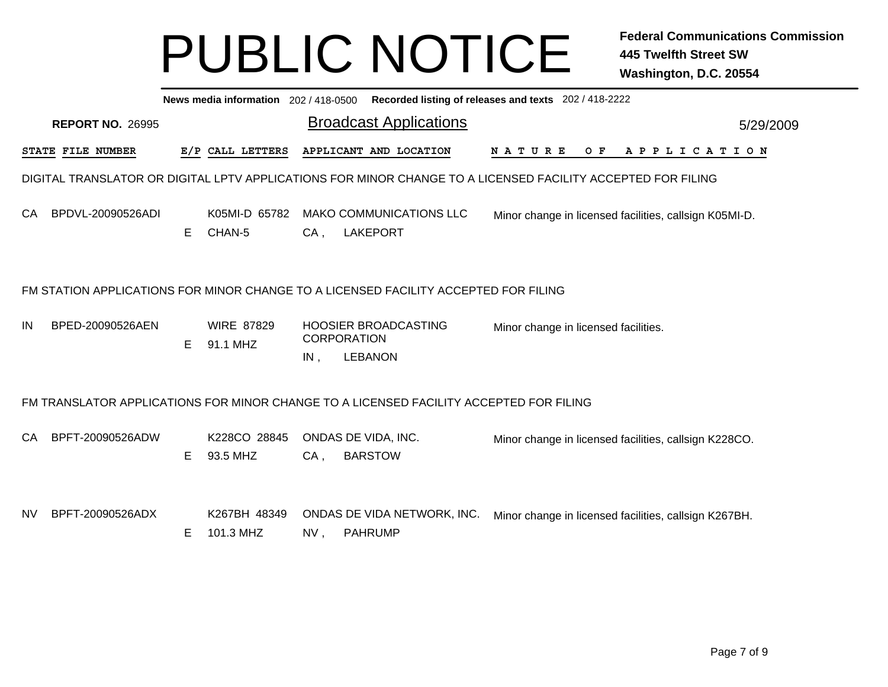# PUBLIC NOTICE

**Federal Communications Commission**
**445 Twelfth Street SW**
**Washington, D.C. 20554**

**News media information** 202 / 418-0500 **Recorded listing of releases and texts** 202 / 418-2222

**REPORT NO.** 26995

## Broadcast Applications

5/29/2009

| STATE | FILE NUMBER | E/P | CALL LETTERS | APPLICANT AND LOCATION | NATURE OF APPLICATION |
|---|---|---|---|---|---|

### DIGITAL TRANSLATOR OR DIGITAL LPTV APPLICATIONS FOR MINOR CHANGE TO A LICENSED FACILITY ACCEPTED FOR FILING

| STATE | FILE NUMBER | E/P | CALL LETTERS | APPLICANT AND LOCATION | NATURE OF APPLICATION |
|---|---|---|---|---|---|
| CA | BPDVL-20090526ADI | E | K05MI-D 65782 CHAN-5 | MAKO COMMUNICATIONS LLC CA , LAKEPORT | Minor change in licensed facilities, callsign K05MI-D. |

### FM STATION APPLICATIONS FOR MINOR CHANGE TO A LICENSED FACILITY ACCEPTED FOR FILING

| STATE | FILE NUMBER | E/P | CALL LETTERS | APPLICANT AND LOCATION | NATURE OF APPLICATION |
|---|---|---|---|---|---|
| IN | BPED-20090526AEN | E | WIRE 87829 91.1 MHZ | HOOSIER BROADCASTING CORPORATION IN , LEBANON | Minor change in licensed facilities. |

### FM TRANSLATOR APPLICATIONS FOR MINOR CHANGE TO A LICENSED FACILITY ACCEPTED FOR FILING

| STATE | FILE NUMBER | E/P | CALL LETTERS | APPLICANT AND LOCATION | NATURE OF APPLICATION |
|---|---|---|---|---|---|
| CA | BPFT-20090526ADW | E | K228CO 28845 93.5 MHZ | ONDAS DE VIDA, INC. CA , BARSTOW | Minor change in licensed facilities, callsign K228CO. |
| NV | BPFT-20090526ADX | E | K267BH 48349 101.3 MHZ | ONDAS DE VIDA NETWORK, INC. NV , PAHRUMP | Minor change in licensed facilities, callsign K267BH. |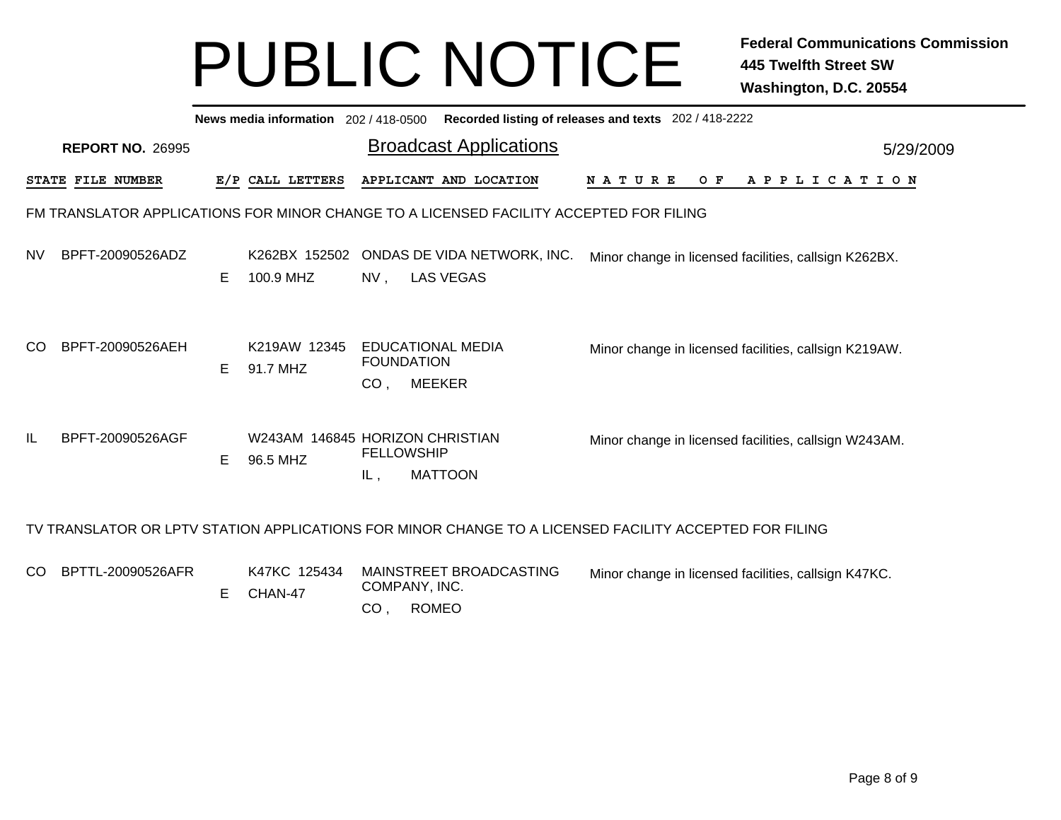# PUBLIC NOTICE

**Federal Communications Commission**
**445 Twelfth Street SW**
**Washington, D.C. 20554**

**News media information** 202 / 418-0500 **Recorded listing of releases and texts** 202 / 418-2222

**REPORT NO.** 26995

## Broadcast Applications

5/29/2009

### FM TRANSLATOR APPLICATIONS FOR MINOR CHANGE TO A LICENSED FACILITY ACCEPTED FOR FILING

| STATE | FILE NUMBER | E/P | CALL LETTERS | APPLICANT AND LOCATION | NATURE OF APPLICATION |
|---|---|---|---|---|---|
| NV | BPFT-20090526ADZ | E | K262BX 152502<br>100.9 MHZ | ONDAS DE VIDA NETWORK, INC.<br>NV , LAS VEGAS | Minor change in licensed facilities, callsign K262BX. |
| CO | BPFT-20090526AEH | E | K219AW 12345<br>91.7 MHZ | EDUCATIONAL MEDIA FOUNDATION<br>CO , MEEKER | Minor change in licensed facilities, callsign K219AW. |
| IL | BPFT-20090526AGF | E | W243AM 146845<br>96.5 MHZ | HORIZON CHRISTIAN FELLOWSHIP<br>IL , MATTOON | Minor change in licensed facilities, callsign W243AM. |

### TV TRANSLATOR OR LPTV STATION APPLICATIONS FOR MINOR CHANGE TO A LICENSED FACILITY ACCEPTED FOR FILING

| STATE | FILE NUMBER | E/P | CALL LETTERS | APPLICANT AND LOCATION | NATURE OF APPLICATION |
|---|---|---|---|---|---|
| CO | BPTTL-20090526AFR | E | K47KC 125434<br>CHAN-47 | MAINSTREET BROADCASTING COMPANY, INC.<br>CO , ROMEO | Minor change in licensed facilities, callsign K47KC. |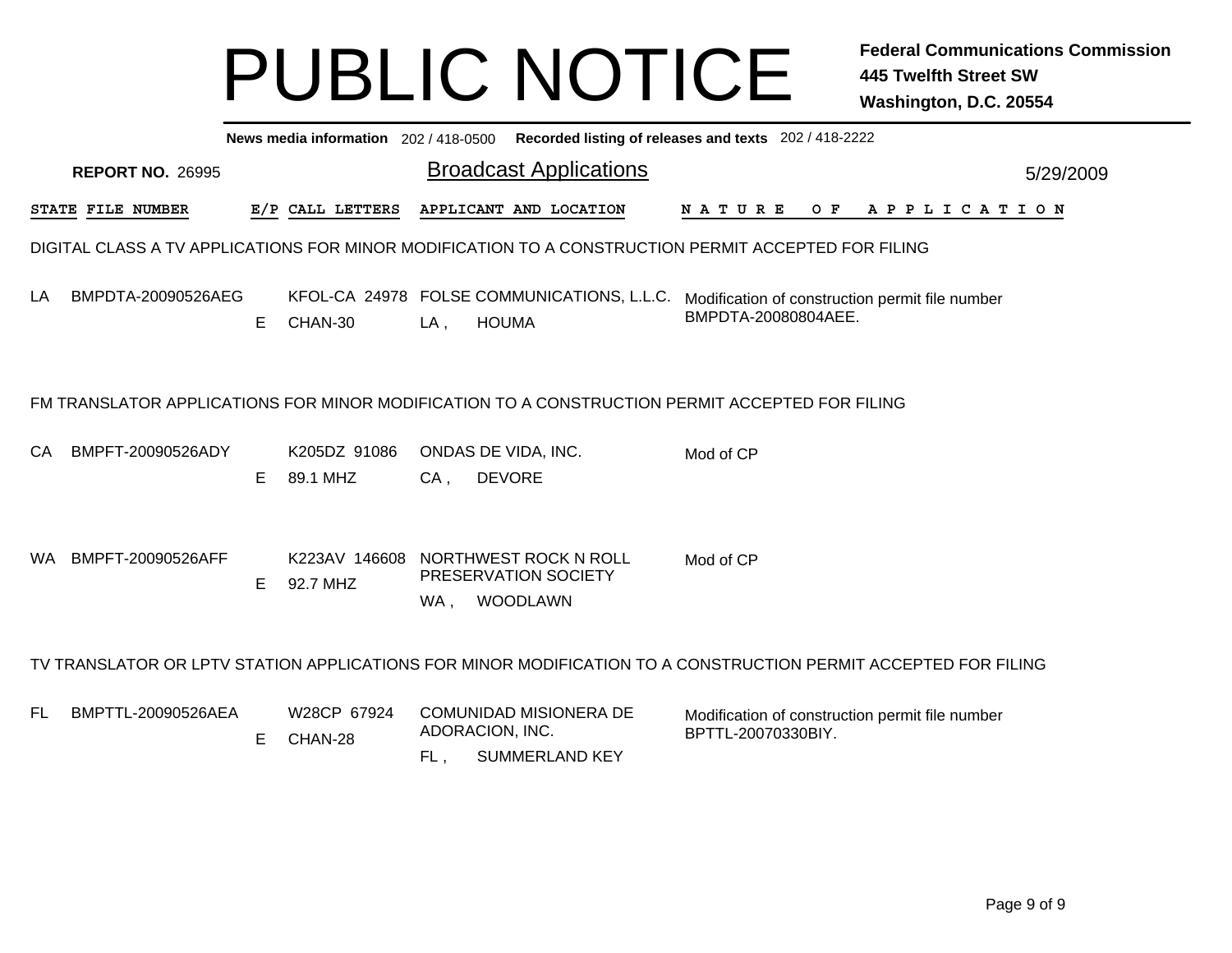# PUBLIC NOTICE

**Federal Communications Commission**
**445 Twelfth Street SW**
**Washington, D.C. 20554**

**News media information** 202 / 418-0500 **Recorded listing of releases and texts** 202 / 418-2222

**REPORT NO.** 26995

## Broadcast Applications

5/29/2009

| STATE | FILE NUMBER | E/P | CALL LETTERS | APPLICANT AND LOCATION | NATURE OF APPLICATION |
|---|---|---|---|---|---|

DIGITAL CLASS A TV APPLICATIONS FOR MINOR MODIFICATION TO A CONSTRUCTION PERMIT ACCEPTED FOR FILING

| STATE | FILE NUMBER | E/P | CALL LETTERS | APPLICANT AND LOCATION | NATURE OF APPLICATION |
|---|---|---|---|---|---|
| LA | BMPDTA-20090526AEG | E | KFOL-CA 24978 CHAN-30 | FOLSE COMMUNICATIONS, L.L.C. LA , HOUMA | Modification of construction permit file number BMPDTA-20080804AEE. |

FM TRANSLATOR APPLICATIONS FOR MINOR MODIFICATION TO A CONSTRUCTION PERMIT ACCEPTED FOR FILING

| STATE | FILE NUMBER | E/P | CALL LETTERS | APPLICANT AND LOCATION | NATURE OF APPLICATION |
|---|---|---|---|---|---|
| CA | BMPFT-20090526ADY | E | K205DZ 91086 89.1 MHZ | ONDAS DE VIDA, INC. CA , DEVORE | Mod of CP |
| WA | BMPFT-20090526AFF | E | K223AV 146608 92.7 MHZ | NORTHWEST ROCK N ROLL PRESERVATION SOCIETY WA , WOODLAWN | Mod of CP |

TV TRANSLATOR OR LPTV STATION APPLICATIONS FOR MINOR MODIFICATION TO A CONSTRUCTION PERMIT ACCEPTED FOR FILING

| STATE | FILE NUMBER | E/P | CALL LETTERS | APPLICANT AND LOCATION | NATURE OF APPLICATION |
|---|---|---|---|---|---|
| FL | BMPTTL-20090526AEA | E | W28CP 67924 CHAN-28 | COMUNIDAD MISIONERA DE ADORACION, INC. FL , SUMMERLAND KEY | Modification of construction permit file number BPTTL-20070330BIY. |